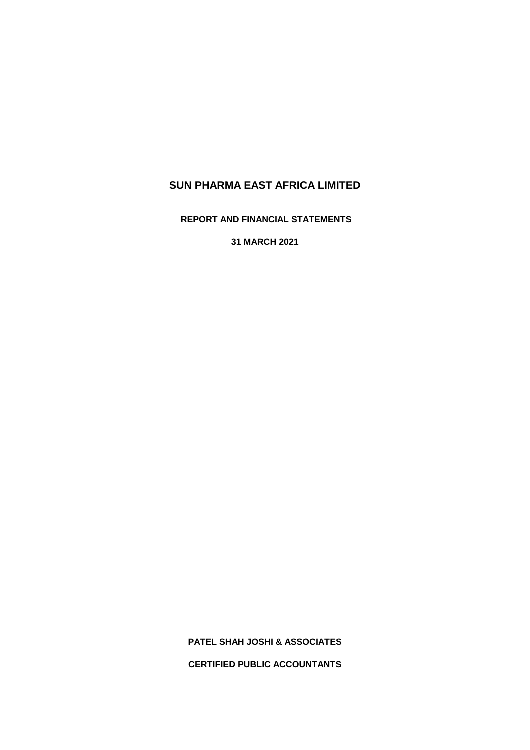# SUN PHARMA EAST AFRICA LIMITED

**REPORT AND FINANCIAL STATEMENTS**

**31 MARCH 2021**

**PATEL SHAH JOSHI & ASSOCIATES**

**CERTIFIED PUBLIC ACCOUNTANTS**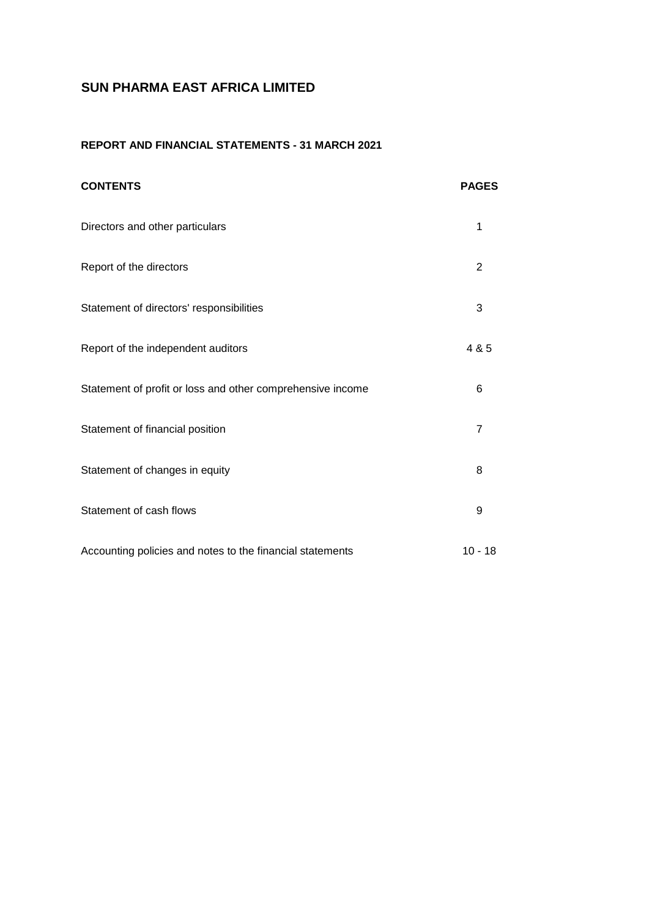# SUN PHARMA EAST AFRICA LIMITED

## REPORT AND FINANCIAL STATEMENTS - 31 MARCH 2021

| CONTENTS | PAGES |
|---|---|
| Directors and other particulars | 1 |
| Report of the directors | 2 |
| Statement of directors' responsibilities | 3 |
| Report of the independent auditors | 4 & 5 |
| Statement of profit or loss and other comprehensive income | 6 |
| Statement of financial position | 7 |
| Statement of changes in equity | 8 |
| Statement of cash flows | 9 |
| Accounting policies and notes to the financial statements | 10 - 18 |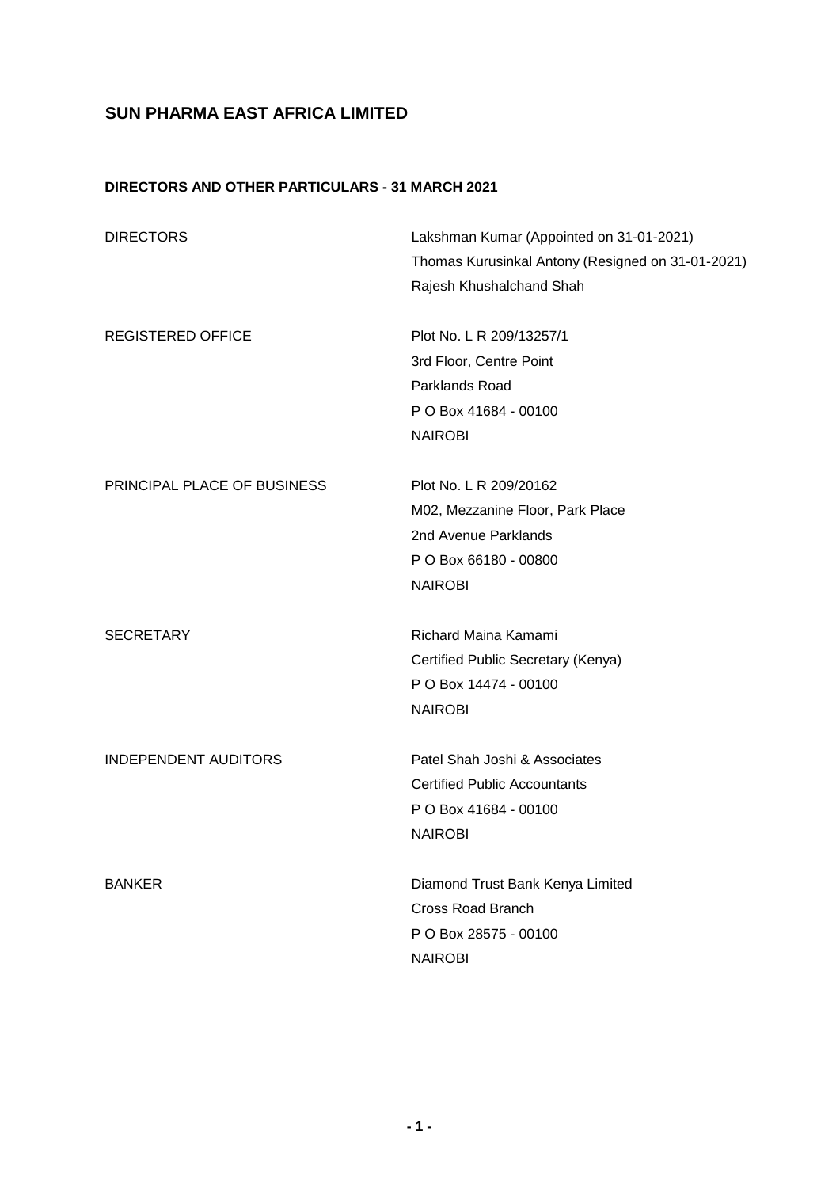# SUN PHARMA EAST AFRICA LIMITED

## DIRECTORS AND OTHER PARTICULARS - 31 MARCH 2021

| | |
|---|---|
| DIRECTORS | Lakshman Kumar (Appointed on 31-01-2021)<br>Thomas Kurusinkal Antony (Resigned on 31-01-2021)<br>Rajesh Khushalchand Shah |
| REGISTERED OFFICE | Plot No. L R 209/13257/1<br>3rd Floor, Centre Point<br>Parklands Road<br>P O Box 41684 - 00100<br>NAIROBI |
| PRINCIPAL PLACE OF BUSINESS | Plot No. L R 209/20162<br>M02, Mezzanine Floor, Park Place<br>2nd Avenue Parklands<br>P O Box 66180 - 00800<br>NAIROBI |
| SECRETARY | Richard Maina Kamami<br>Certified Public Secretary (Kenya)<br>P O Box 14474 - 00100<br>NAIROBI |
| INDEPENDENT AUDITORS | Patel Shah Joshi & Associates<br>Certified Public Accountants<br>P O Box 41684 - 00100<br>NAIROBI |
| BANKER | Diamond Trust Bank Kenya Limited<br>Cross Road Branch<br>P O Box 28575 - 00100<br>NAIROBI |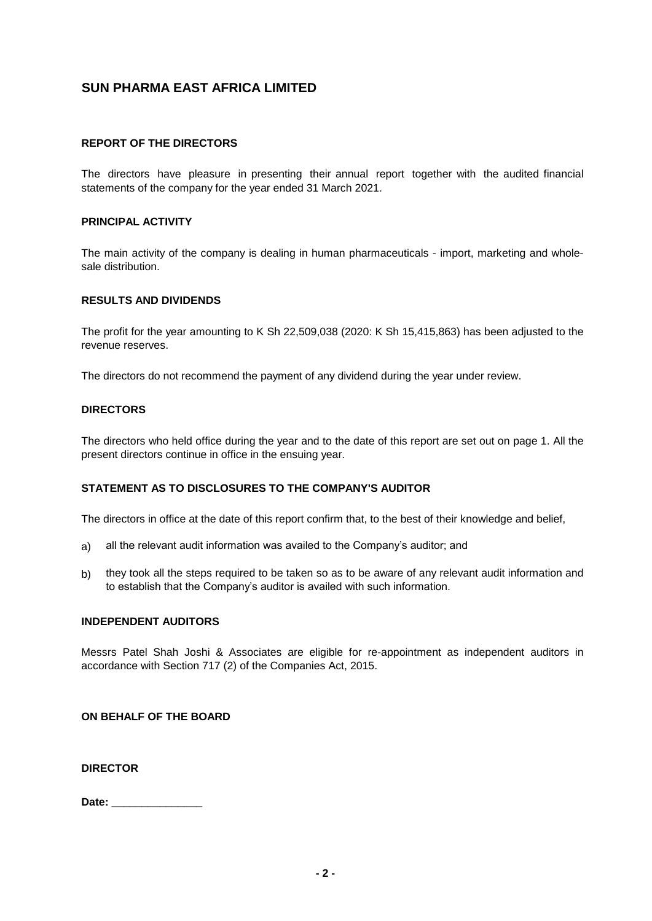# SUN PHARMA EAST AFRICA LIMITED

## REPORT OF THE DIRECTORS

The directors have pleasure in presenting their annual report together with the audited financial statements of the company for the year ended 31 March 2021.

### PRINCIPAL ACTIVITY

The main activity of the company is dealing in human pharmaceuticals - import, marketing and whole-sale distribution.

### RESULTS AND DIVIDENDS

The profit for the year amounting to K Sh 22,509,038 (2020: K Sh 15,415,863) has been adjusted to the revenue reserves.

The directors do not recommend the payment of any dividend during the year under review.

### DIRECTORS

The directors who held office during the year and to the date of this report are set out on page 1. All the present directors continue in office in the ensuing year.

### STATEMENT AS TO DISCLOSURES TO THE COMPANY'S AUDITOR

The directors in office at the date of this report confirm that, to the best of their knowledge and belief,

a) all the relevant audit information was availed to the Company's auditor; and

b) they took all the steps required to be taken so as to be aware of any relevant audit information and to establish that the Company's auditor is availed with such information.

### INDEPENDENT AUDITORS

Messrs Patel Shah Joshi & Associates are eligible for re-appointment as independent auditors in accordance with Section 717 (2) of the Companies Act, 2015.

**ON BEHALF OF THE BOARD**

**DIRECTOR**

**Date: _______________**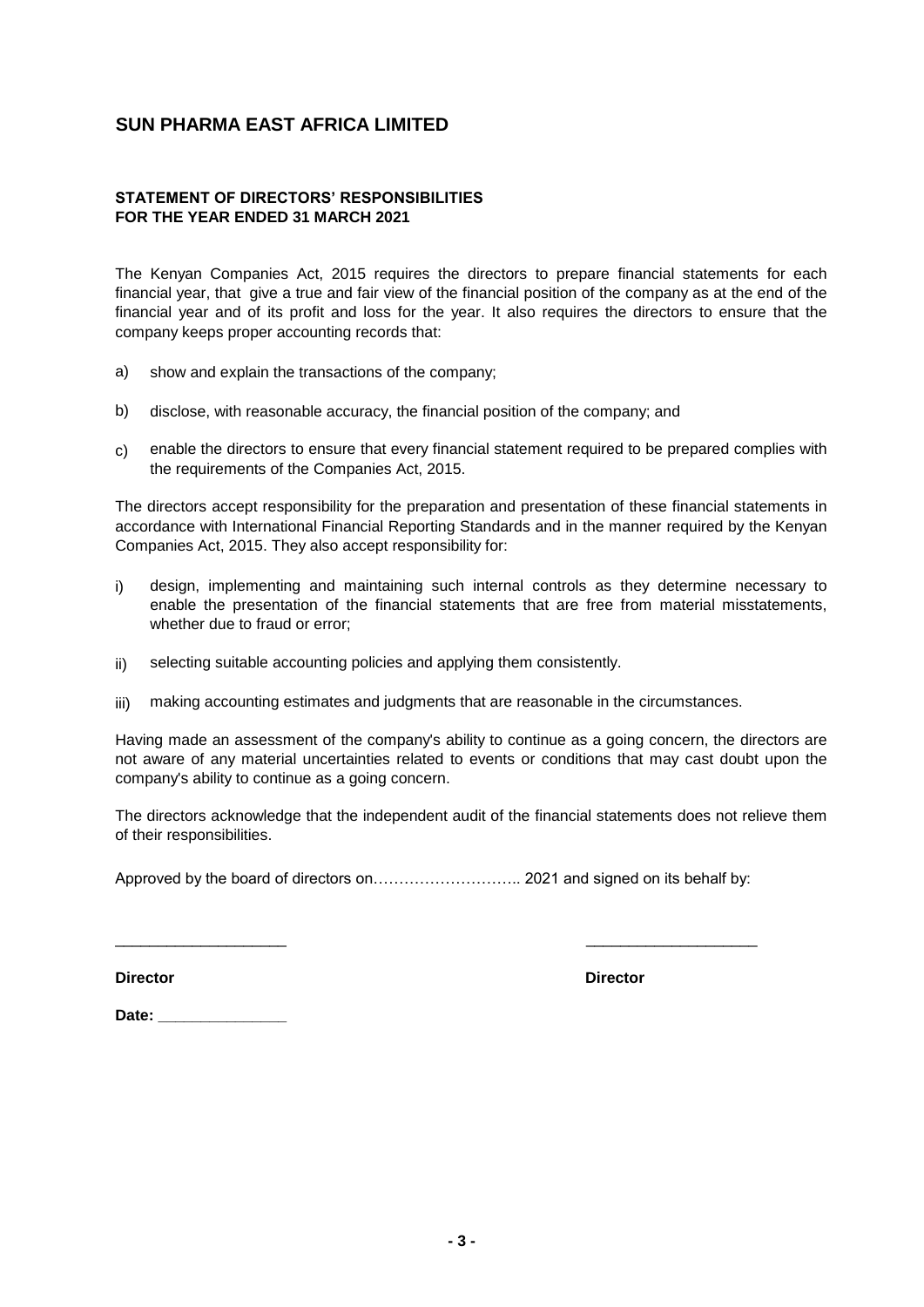# SUN PHARMA EAST AFRICA LIMITED

**STATEMENT OF DIRECTORS' RESPONSIBILITIES**
**FOR THE YEAR ENDED 31 MARCH 2021**

The Kenyan Companies Act, 2015 requires the directors to prepare financial statements for each financial year, that give a true and fair view of the financial position of the company as at the end of the financial year and of its profit and loss for the year. It also requires the directors to ensure that the company keeps proper accounting records that:

a) show and explain the transactions of the company;

b) disclose, with reasonable accuracy, the financial position of the company; and

c) enable the directors to ensure that every financial statement required to be prepared complies with the requirements of the Companies Act, 2015.

The directors accept responsibility for the preparation and presentation of these financial statements in accordance with International Financial Reporting Standards and in the manner required by the Kenyan Companies Act, 2015. They also accept responsibility for:

i) design, implementing and maintaining such internal controls as they determine necessary to enable the presentation of the financial statements that are free from material misstatements, whether due to fraud or error;

ii) selecting suitable accounting policies and applying them consistently.

iii) making accounting estimates and judgments that are reasonable in the circumstances.

Having made an assessment of the company's ability to continue as a going concern, the directors are not aware of any material uncertainties related to events or conditions that may cast doubt upon the company's ability to continue as a going concern.

The directors acknowledge that the independent audit of the financial statements does not relieve them of their responsibilities.

Approved by the board of directors on……………………….. 2021 and signed on its behalf by:

____________________ ____________________

**Director** **Director**

**Date: _______________**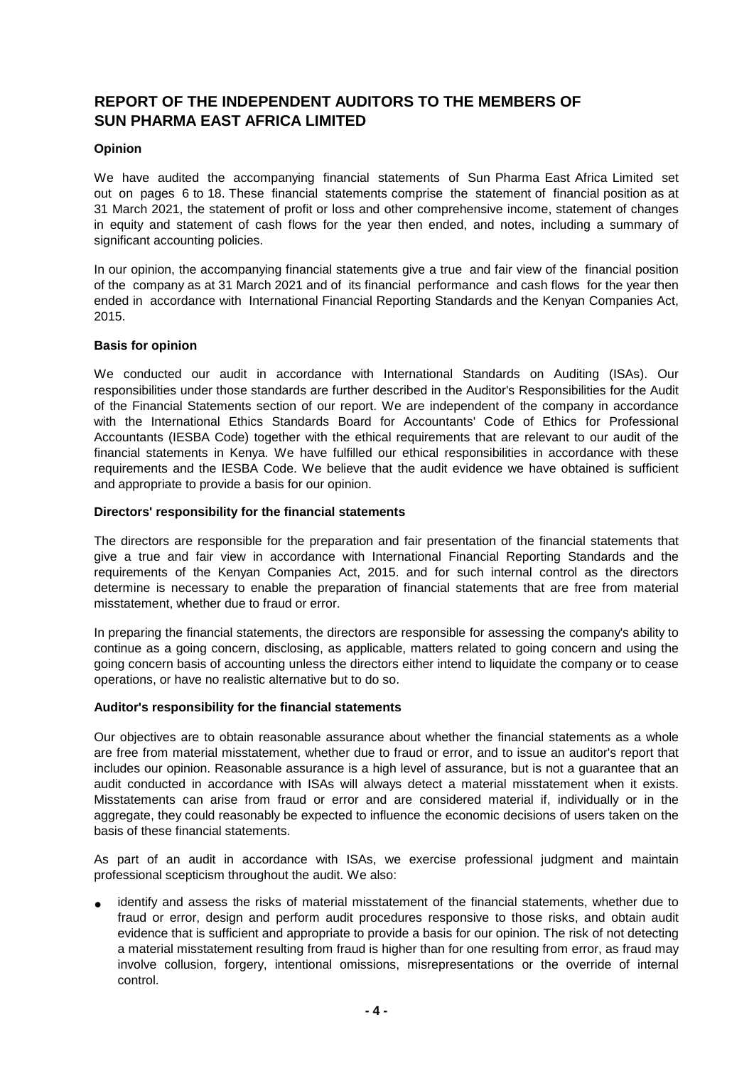# REPORT OF THE INDEPENDENT AUDITORS TO THE MEMBERS OF SUN PHARMA EAST AFRICA LIMITED

**Opinion**

We have audited the accompanying financial statements of Sun Pharma East Africa Limited set out on pages 6 to 18. These financial statements comprise the statement of financial position as at 31 March 2021, the statement of profit or loss and other comprehensive income, statement of changes in equity and statement of cash flows for the year then ended, and notes, including a summary of significant accounting policies.

In our opinion, the accompanying financial statements give a true and fair view of the financial position of the company as at 31 March 2021 and of its financial performance and cash flows for the year then ended in accordance with International Financial Reporting Standards and the Kenyan Companies Act, 2015.

**Basis for opinion**

We conducted our audit in accordance with International Standards on Auditing (ISAs). Our responsibilities under those standards are further described in the Auditor's Responsibilities for the Audit of the Financial Statements section of our report. We are independent of the company in accordance with the International Ethics Standards Board for Accountants' Code of Ethics for Professional Accountants (IESBA Code) together with the ethical requirements that are relevant to our audit of the financial statements in Kenya. We have fulfilled our ethical responsibilities in accordance with these requirements and the IESBA Code. We believe that the audit evidence we have obtained is sufficient and appropriate to provide a basis for our opinion.

**Directors' responsibility for the financial statements**

The directors are responsible for the preparation and fair presentation of the financial statements that give a true and fair view in accordance with International Financial Reporting Standards and the requirements of the Kenyan Companies Act, 2015. and for such internal control as the directors determine is necessary to enable the preparation of financial statements that are free from material misstatement, whether due to fraud or error.

In preparing the financial statements, the directors are responsible for assessing the company's ability to continue as a going concern, disclosing, as applicable, matters related to going concern and using the going concern basis of accounting unless the directors either intend to liquidate the company or to cease operations, or have no realistic alternative but to do so.

**Auditor's responsibility for the financial statements**

Our objectives are to obtain reasonable assurance about whether the financial statements as a whole are free from material misstatement, whether due to fraud or error, and to issue an auditor's report that includes our opinion. Reasonable assurance is a high level of assurance, but is not a guarantee that an audit conducted in accordance with ISAs will always detect a material misstatement when it exists. Misstatements can arise from fraud or error and are considered material if, individually or in the aggregate, they could reasonably be expected to influence the economic decisions of users taken on the basis of these financial statements.

As part of an audit in accordance with ISAs, we exercise professional judgment and maintain professional scepticism throughout the audit. We also:

- identify and assess the risks of material misstatement of the financial statements, whether due to fraud or error, design and perform audit procedures responsive to those risks, and obtain audit evidence that is sufficient and appropriate to provide a basis for our opinion. The risk of not detecting a material misstatement resulting from fraud is higher than for one resulting from error, as fraud may involve collusion, forgery, intentional omissions, misrepresentations or the override of internal control.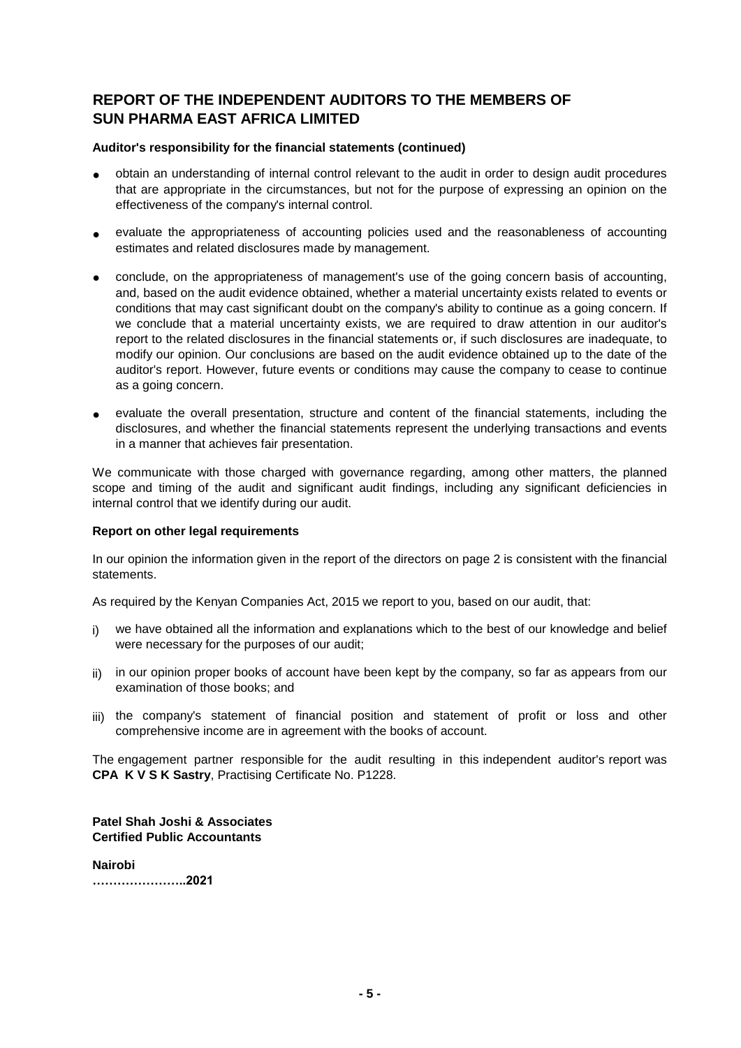# REPORT OF THE INDEPENDENT AUDITORS TO THE MEMBERS OF SUN PHARMA EAST AFRICA LIMITED

**Auditor's responsibility for the financial statements (continued)**

- obtain an understanding of internal control relevant to the audit in order to design audit procedures that are appropriate in the circumstances, but not for the purpose of expressing an opinion on the effectiveness of the company's internal control.
- evaluate the appropriateness of accounting policies used and the reasonableness of accounting estimates and related disclosures made by management.
- conclude, on the appropriateness of management's use of the going concern basis of accounting, and, based on the audit evidence obtained, whether a material uncertainty exists related to events or conditions that may cast significant doubt on the company's ability to continue as a going concern. If we conclude that a material uncertainty exists, we are required to draw attention in our auditor's report to the related disclosures in the financial statements or, if such disclosures are inadequate, to modify our opinion. Our conclusions are based on the audit evidence obtained up to the date of the auditor's report. However, future events or conditions may cause the company to cease to continue as a going concern.
- evaluate the overall presentation, structure and content of the financial statements, including the disclosures, and whether the financial statements represent the underlying transactions and events in a manner that achieves fair presentation.

We communicate with those charged with governance regarding, among other matters, the planned scope and timing of the audit and significant audit findings, including any significant deficiencies in internal control that we identify during our audit.

**Report on other legal requirements**

In our opinion the information given in the report of the directors on page 2 is consistent with the financial statements.

As required by the Kenyan Companies Act, 2015 we report to you, based on our audit, that:

i) we have obtained all the information and explanations which to the best of our knowledge and belief were necessary for the purposes of our audit;

ii) in our opinion proper books of account have been kept by the company, so far as appears from our examination of those books; and

iii) the company's statement of financial position and statement of profit or loss and other comprehensive income are in agreement with the books of account.

The engagement partner responsible for the audit resulting in this independent auditor's report was **CPA K V S K Sastry**, Practising Certificate No. P1228.

**Patel Shah Joshi & Associates**
**Certified Public Accountants**

**Nairobi**
**…………………..2021**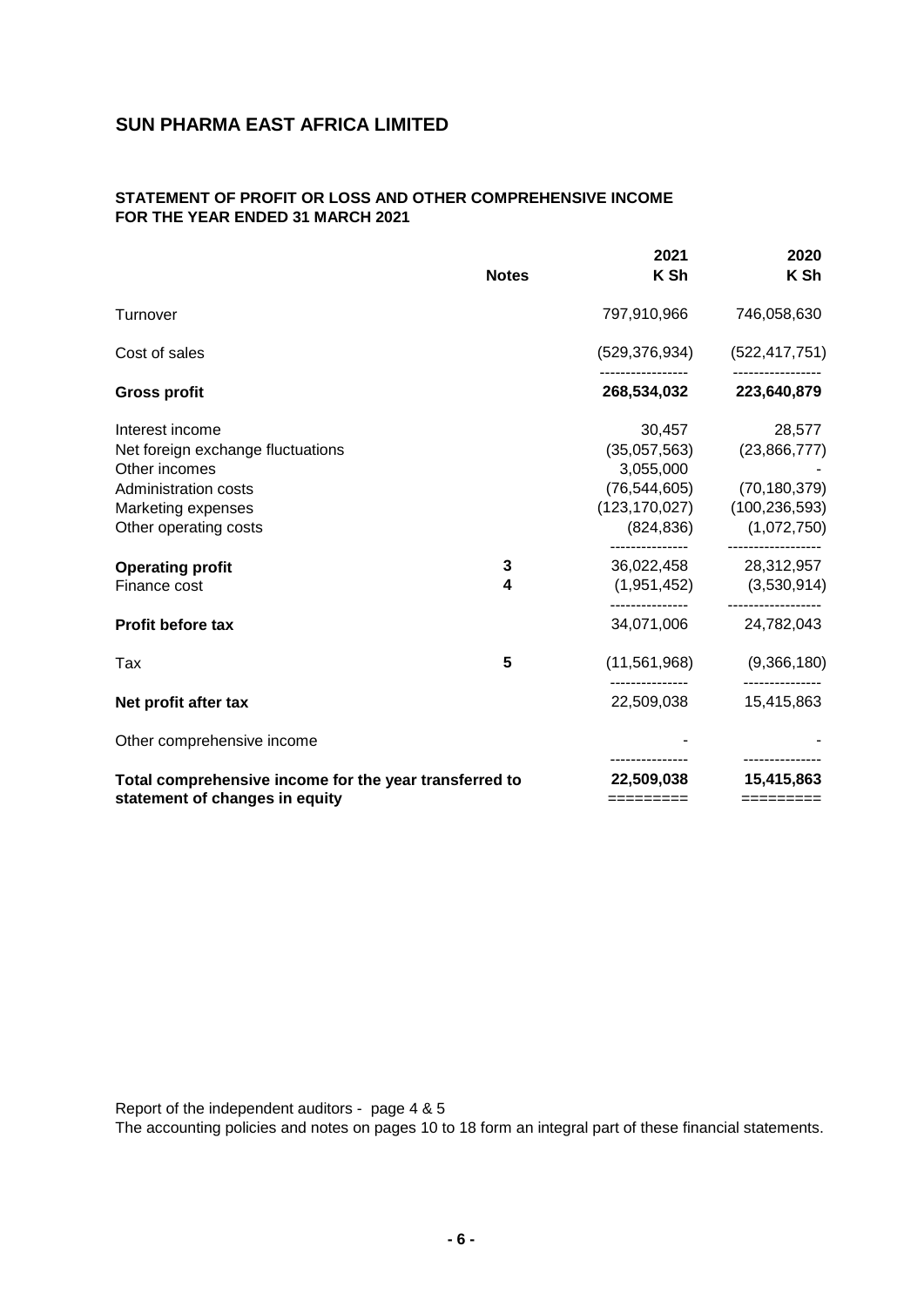## SUN PHARMA EAST AFRICA LIMITED

### STATEMENT OF PROFIT OR LOSS AND OTHER COMPREHENSIVE INCOME
### FOR THE YEAR ENDED 31 MARCH 2021

| | Notes | 2021<br>K Sh | 2020<br>K Sh |
|---|---|---|---|
| Turnover | | 797,910,966 | 746,058,630 |
| Cost of sales | | (529,376,934) | (522,417,751) |
| **Gross profit** | | **268,534,032** | **223,640,879** |
| Interest income | | 30,457 | 28,577 |
| Net foreign exchange fluctuations | | (35,057,563) | (23,866,777) |
| Other incomes | | 3,055,000 | - |
| Administration costs | | (76,544,605) | (70,180,379) |
| Marketing expenses | | (123,170,027) | (100,236,593) |
| Other operating costs | | (824,836) | (1,072,750) |
| **Operating profit** | **3** | 36,022,458 | 28,312,957 |
| Finance cost | **4** | (1,951,452) | (3,530,914) |
| **Profit before tax** | | 34,071,006 | 24,782,043 |
| Tax | **5** | (11,561,968) | (9,366,180) |
| **Net profit after tax** | | 22,509,038 | 15,415,863 |
| Other comprehensive income | | - | - |
| **Total comprehensive income for the year transferred to statement of changes in equity** | | **22,509,038** | **15,415,863** |

Report of the independent auditors - page 4 & 5

The accounting policies and notes on pages 10 to 18 form an integral part of these financial statements.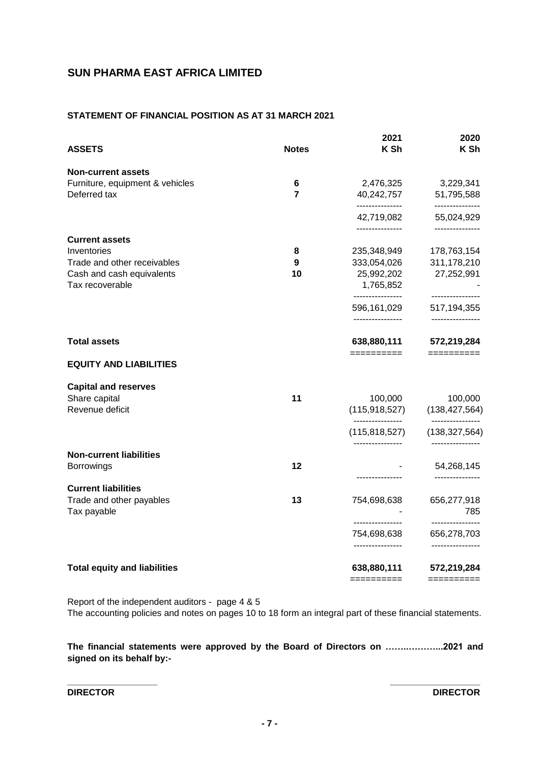## SUN PHARMA EAST AFRICA LIMITED

### STATEMENT OF FINANCIAL POSITION AS AT 31 MARCH 2021

| ASSETS | Notes | 2021 K Sh | 2020 K Sh |
|---|---|---|---|
| **Non-current assets** | | | |
| Furniture, equipment & vehicles | 6 | 2,476,325 | 3,229,341 |
| Deferred tax | 7 | 40,242,757 | 51,795,588 |
| | | 42,719,082 | 55,024,929 |
| **Current assets** | | | |
| Inventories | 8 | 235,348,949 | 178,763,154 |
| Trade and other receivables | 9 | 333,054,026 | 311,178,210 |
| Cash and cash equivalents | 10 | 25,992,202 | 27,252,991 |
| Tax recoverable | | 1,765,852 | - |
| | | 596,161,029 | 517,194,355 |
| **Total assets** | | **638,880,111** | **572,219,284** |
| **EQUITY AND LIABILITIES** | | | |
| **Capital and reserves** | | | |
| Share capital | 11 | 100,000 | 100,000 |
| Revenue deficit | | (115,918,527) | (138,427,564) |
| | | (115,818,527) | (138,327,564) |
| **Non-current liabilities** | | | |
| Borrowings | 12 | - | 54,268,145 |
| **Current liabilities** | | | |
| Trade and other payables | 13 | 754,698,638 | 656,277,918 |
| Tax payable | | - | 785 |
| | | 754,698,638 | 656,278,703 |
| **Total equity and liabilities** | | **638,880,111** | **572,219,284** |

Report of the independent auditors - page 4 & 5

The accounting policies and notes on pages 10 to 18 form an integral part of these financial statements.

**The financial statements were approved by the Board of Directors on ……..………..2021 and signed on its behalf by:-**

\_\_\_\_\_\_\_\_\_\_\_\_\_\_\_\_\_\_ \_\_\_\_\_\_\_\_\_\_\_\_\_\_\_\_\_\_

**DIRECTOR** **DIRECTOR**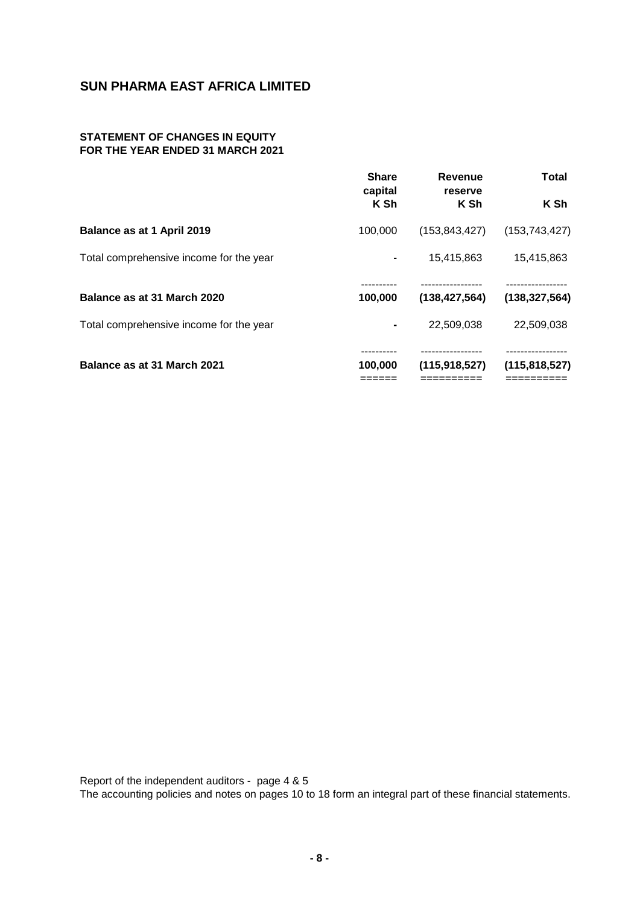# SUN PHARMA EAST AFRICA LIMITED

## STATEMENT OF CHANGES IN EQUITY
## FOR THE YEAR ENDED 31 MARCH 2021

| | Share capital K Sh | Revenue reserve K Sh | Total K Sh |
|---|---|---|---|
| **Balance as at 1 April 2019** | 100,000 | (153,843,427) | (153,743,427) |
| Total comprehensive income for the year | - | 15,415,863 | 15,415,863 |
| **Balance as at 31 March 2020** | **100,000** | **(138,427,564)** | **(138,327,564)** |
| Total comprehensive income for the year | **-** | 22,509,038 | 22,509,038 |
| **Balance as at 31 March 2021** | **100,000** | **(115,918,527)** | **(115,818,527)** |

Report of the independent auditors - page 4 & 5

The accounting policies and notes on pages 10 to 18 form an integral part of these financial statements.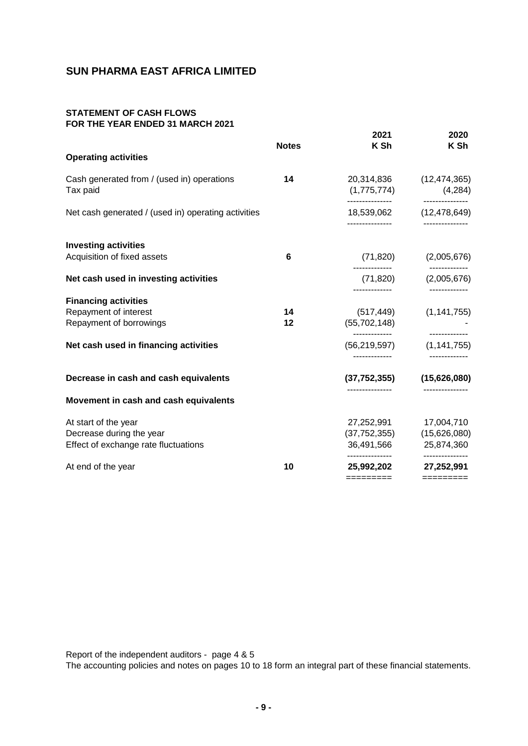# SUN PHARMA EAST AFRICA LIMITED

## STATEMENT OF CASH FLOWS
## FOR THE YEAR ENDED 31 MARCH 2021

| | Notes | 2021<br>K Sh | 2020<br>K Sh |
|---|---|---|---|
| **Operating activities** | | | |
| Cash generated from / (used in) operations | **14** | 20,314,836 | (12,474,365) |
| Tax paid | | (1,775,774) | (4,284) |
| Net cash generated / (used in) operating activities | | 18,539,062 | (12,478,649) |
| **Investing activities** | | | |
| Acquisition of fixed assets | **6** | (71,820) | (2,005,676) |
| **Net cash used in investing activities** | | (71,820) | (2,005,676) |
| **Financing activities** | | | |
| Repayment of interest | **14** | (517,449) | (1,141,755) |
| Repayment of borrowings | **12** | (55,702,148) | - |
| **Net cash used in financing activities** | | (56,219,597) | (1,141,755) |
| **Decrease in cash and cash equivalents** | | **(37,752,355)** | **(15,626,080)** |
| **Movement in cash and cash equivalents** | | | |
| At start of the year | | 27,252,991 | 17,004,710 |
| Decrease during the year | | (37,752,355) | (15,626,080) |
| Effect of exchange rate fluctuations | | 36,491,566 | 25,874,360 |
| At end of the year | **10** | **25,992,202** | **27,252,991** |

Report of the independent auditors - page 4 & 5

The accounting policies and notes on pages 10 to 18 form an integral part of these financial statements.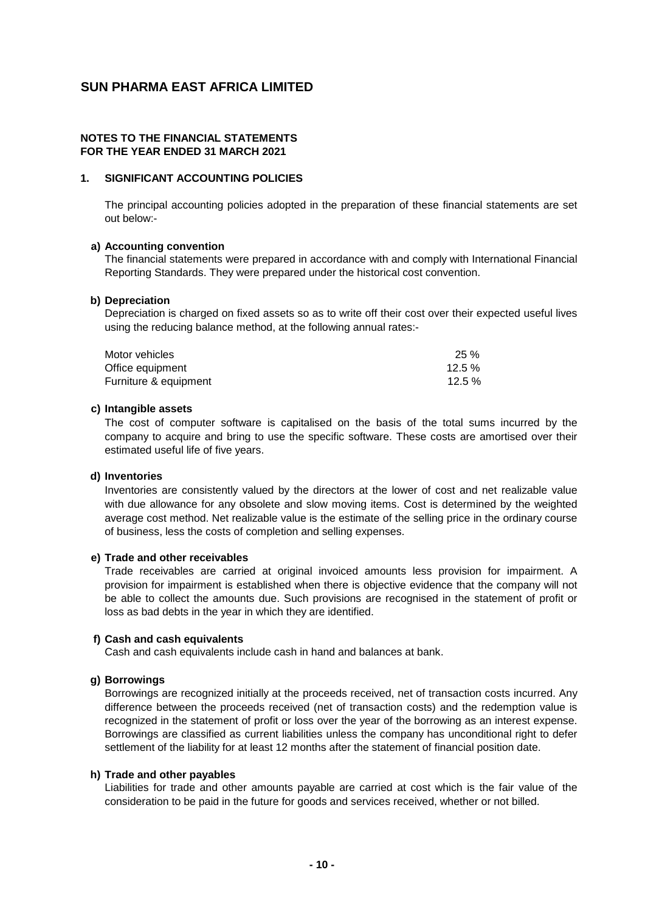# SUN PHARMA EAST AFRICA LIMITED

**NOTES TO THE FINANCIAL STATEMENTS**
**FOR THE YEAR ENDED 31 MARCH 2021**

## 1. SIGNIFICANT ACCOUNTING POLICIES

The principal accounting policies adopted in the preparation of these financial statements are set out below:-

**a) Accounting convention**

The financial statements were prepared in accordance with and comply with International Financial Reporting Standards. They were prepared under the historical cost convention.

**b) Depreciation**

Depreciation is charged on fixed assets so as to write off their cost over their expected useful lives using the reducing balance method, at the following annual rates:-

| | |
|---|---|
| Motor vehicles | 25 % |
| Office equipment | 12.5 % |
| Furniture & equipment | 12.5 % |

**c) Intangible assets**

The cost of computer software is capitalised on the basis of the total sums incurred by the company to acquire and bring to use the specific software. These costs are amortised over their estimated useful life of five years.

**d) Inventories**

Inventories are consistently valued by the directors at the lower of cost and net realizable value with due allowance for any obsolete and slow moving items. Cost is determined by the weighted average cost method. Net realizable value is the estimate of the selling price in the ordinary course of business, less the costs of completion and selling expenses.

**e) Trade and other receivables**

Trade receivables are carried at original invoiced amounts less provision for impairment. A provision for impairment is established when there is objective evidence that the company will not be able to collect the amounts due. Such provisions are recognised in the statement of profit or loss as bad debts in the year in which they are identified.

**f) Cash and cash equivalents**

Cash and cash equivalents include cash in hand and balances at bank.

**g) Borrowings**

Borrowings are recognized initially at the proceeds received, net of transaction costs incurred. Any difference between the proceeds received (net of transaction costs) and the redemption value is recognized in the statement of profit or loss over the year of the borrowing as an interest expense. Borrowings are classified as current liabilities unless the company has unconditional right to defer settlement of the liability for at least 12 months after the statement of financial position date.

**h) Trade and other payables**

Liabilities for trade and other amounts payable are carried at cost which is the fair value of the consideration to be paid in the future for goods and services received, whether or not billed.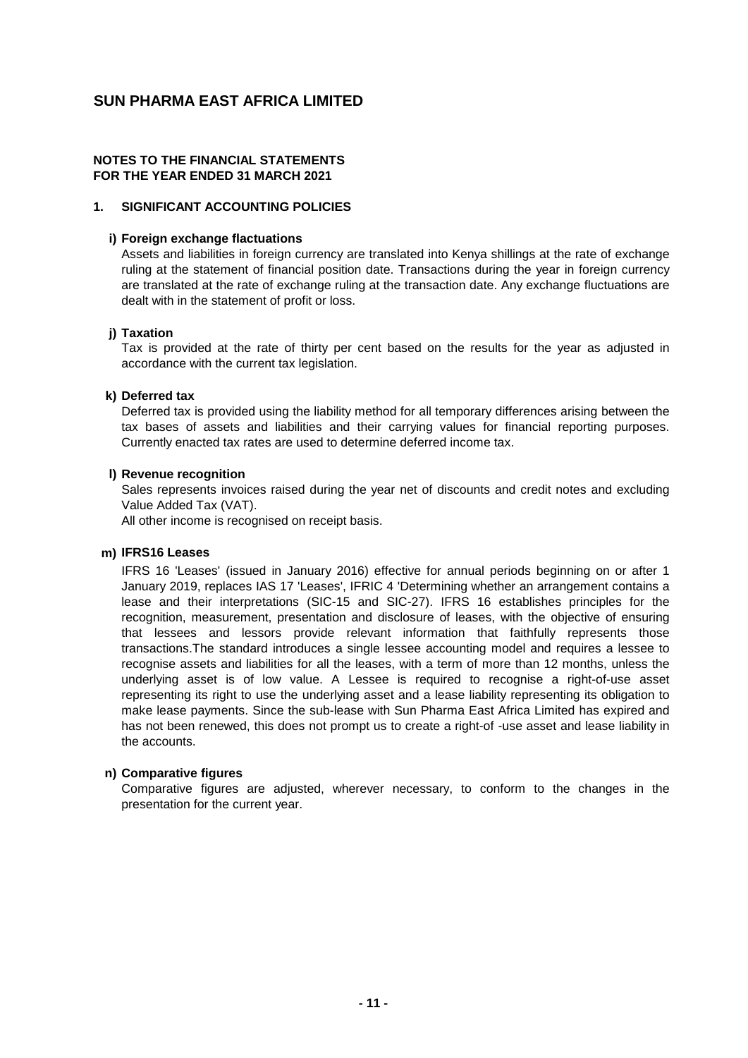# SUN PHARMA EAST AFRICA LIMITED

**NOTES TO THE FINANCIAL STATEMENTS**
**FOR THE YEAR ENDED 31 MARCH 2021**

## 1. SIGNIFICANT ACCOUNTING POLICIES

**i) Foreign exchange flactuations**

Assets and liabilities in foreign currency are translated into Kenya shillings at the rate of exchange ruling at the statement of financial position date. Transactions during the year in foreign currency are translated at the rate of exchange ruling at the transaction date. Any exchange fluctuations are dealt with in the statement of profit or loss.

**j) Taxation**

Tax is provided at the rate of thirty per cent based on the results for the year as adjusted in accordance with the current tax legislation.

**k) Deferred tax**

Deferred tax is provided using the liability method for all temporary differences arising between the tax bases of assets and liabilities and their carrying values for financial reporting purposes. Currently enacted tax rates are used to determine deferred income tax.

**l) Revenue recognition**

Sales represents invoices raised during the year net of discounts and credit notes and excluding Value Added Tax (VAT).

All other income is recognised on receipt basis.

**m) IFRS16 Leases**

IFRS 16 'Leases' (issued in January 2016) effective for annual periods beginning on or after 1 January 2019, replaces IAS 17 'Leases', IFRIC 4 'Determining whether an arrangement contains a lease and their interpretations (SIC-15 and SIC-27). IFRS 16 establishes principles for the recognition, measurement, presentation and disclosure of leases, with the objective of ensuring that lessees and lessors provide relevant information that faithfully represents those transactions.The standard introduces a single lessee accounting model and requires a lessee to recognise assets and liabilities for all the leases, with a term of more than 12 months, unless the underlying asset is of low value. A Lessee is required to recognise a right-of-use asset representing its right to use the underlying asset and a lease liability representing its obligation to make lease payments. Since the sub-lease with Sun Pharma East Africa Limited has expired and has not been renewed, this does not prompt us to create a right-of -use asset and lease liability in the accounts.

**n) Comparative figures**

Comparative figures are adjusted, wherever necessary, to conform to the changes in the presentation for the current year.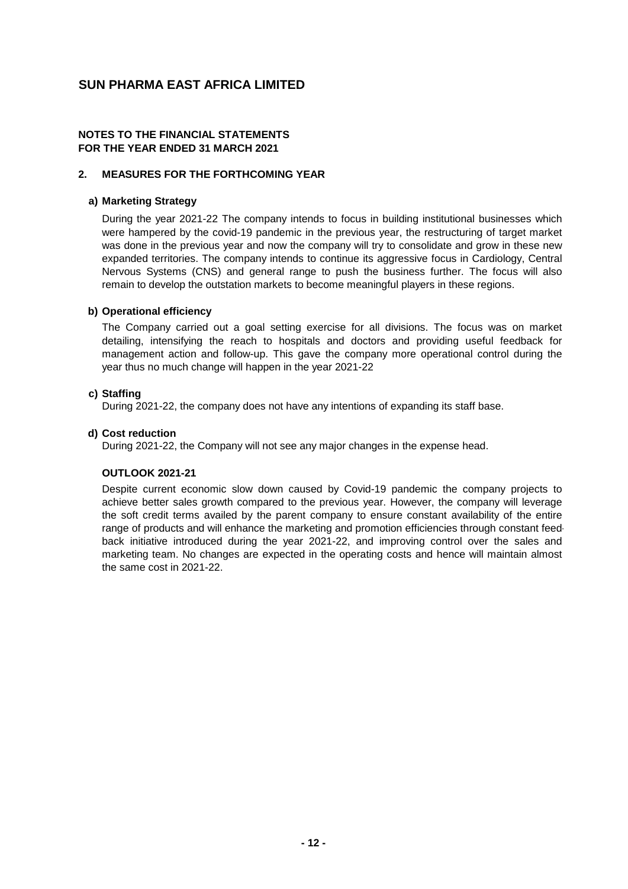# SUN PHARMA EAST AFRICA LIMITED

**NOTES TO THE FINANCIAL STATEMENTS**
**FOR THE YEAR ENDED 31 MARCH 2021**

## 2. MEASURES FOR THE FORTHCOMING YEAR

### a) Marketing Strategy

During the year 2021-22 The company intends to focus in building institutional businesses which were hampered by the covid-19 pandemic in the previous year, the restructuring of target market was done in the previous year and now the company will try to consolidate and grow in these new expanded territories. The company intends to continue its aggressive focus in Cardiology, Central Nervous Systems (CNS) and general range to push the business further. The focus will also remain to develop the outstation markets to become meaningful players in these regions.

### b) Operational efficiency

The Company carried out a goal setting exercise for all divisions. The focus was on market detailing, intensifying the reach to hospitals and doctors and providing useful feedback for management action and follow-up. This gave the company more operational control during the year thus no much change will happen in the year 2021-22

### c) Staffing

During 2021-22, the company does not have any intentions of expanding its staff base.

### d) Cost reduction

During 2021-22, the Company will not see any major changes in the expense head.

### OUTLOOK 2021-21

Despite current economic slow down caused by Covid-19 pandemic the company projects to achieve better sales growth compared to the previous year. However, the company will leverage the soft credit terms availed by the parent company to ensure constant availability of the entire range of products and will enhance the marketing and promotion efficiencies through constant feed-back initiative introduced during the year 2021-22, and improving control over the sales and marketing team. No changes are expected in the operating costs and hence will maintain almost the same cost in 2021-22.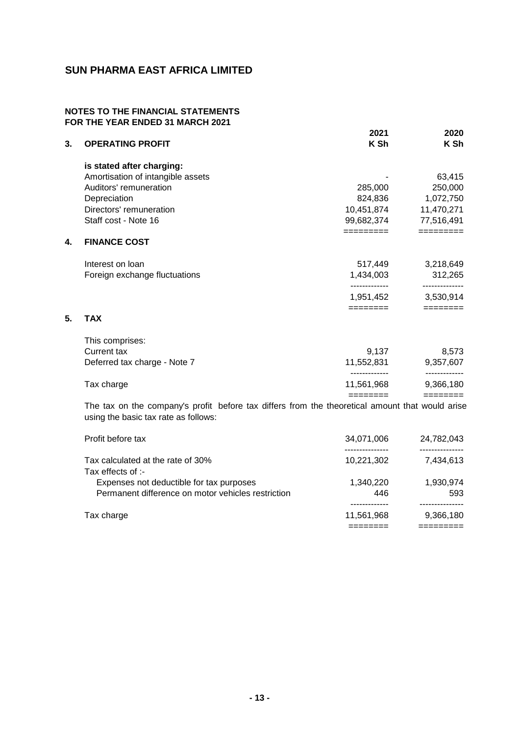# SUN PHARMA EAST AFRICA LIMITED

## NOTES TO THE FINANCIAL STATEMENTS
## FOR THE YEAR ENDED 31 MARCH 2021

| | | 2021 | 2020 |
|---|---|---|---|
| **3.** | **OPERATING PROFIT** | **K Sh** | **K Sh** |
| | **is stated after charging:** | | |
| | Amortisation of intangible assets | - | 63,415 |
| | Auditors' remuneration | 285,000 | 250,000 |
| | Depreciation | 824,836 | 1,072,750 |
| | Directors' remuneration | 10,451,874 | 11,470,271 |
| | Staff cost - Note 16 | 99,682,374 | 77,516,491 |
| **4.** | **FINANCE COST** | | |
| | Interest on loan | 517,449 | 3,218,649 |
| | Foreign exchange fluctuations | 1,434,003 | 312,265 |
| | | 1,951,452 | 3,530,914 |
| **5.** | **TAX** | | |
| | This comprises: | | |
| | Current tax | 9,137 | 8,573 |
| | Deferred tax charge - Note 7 | 11,552,831 | 9,357,607 |
| | Tax charge | 11,561,968 | 9,366,180 |

The tax on the company's profit before tax differs from the theoretical amount that would arise using the basic tax rate as follows:

| | 2021 | 2020 |
|---|---|---|
| Profit before tax | 34,071,006 | 24,782,043 |
| Tax calculated at the rate of 30% | 10,221,302 | 7,434,613 |
| Tax effects of :- | | |
| Expenses not deductible for tax purposes | 1,340,220 | 1,930,974 |
| Permanent difference on motor vehicles restriction | 446 | 593 |
| Tax charge | 11,561,968 | 9,366,180 |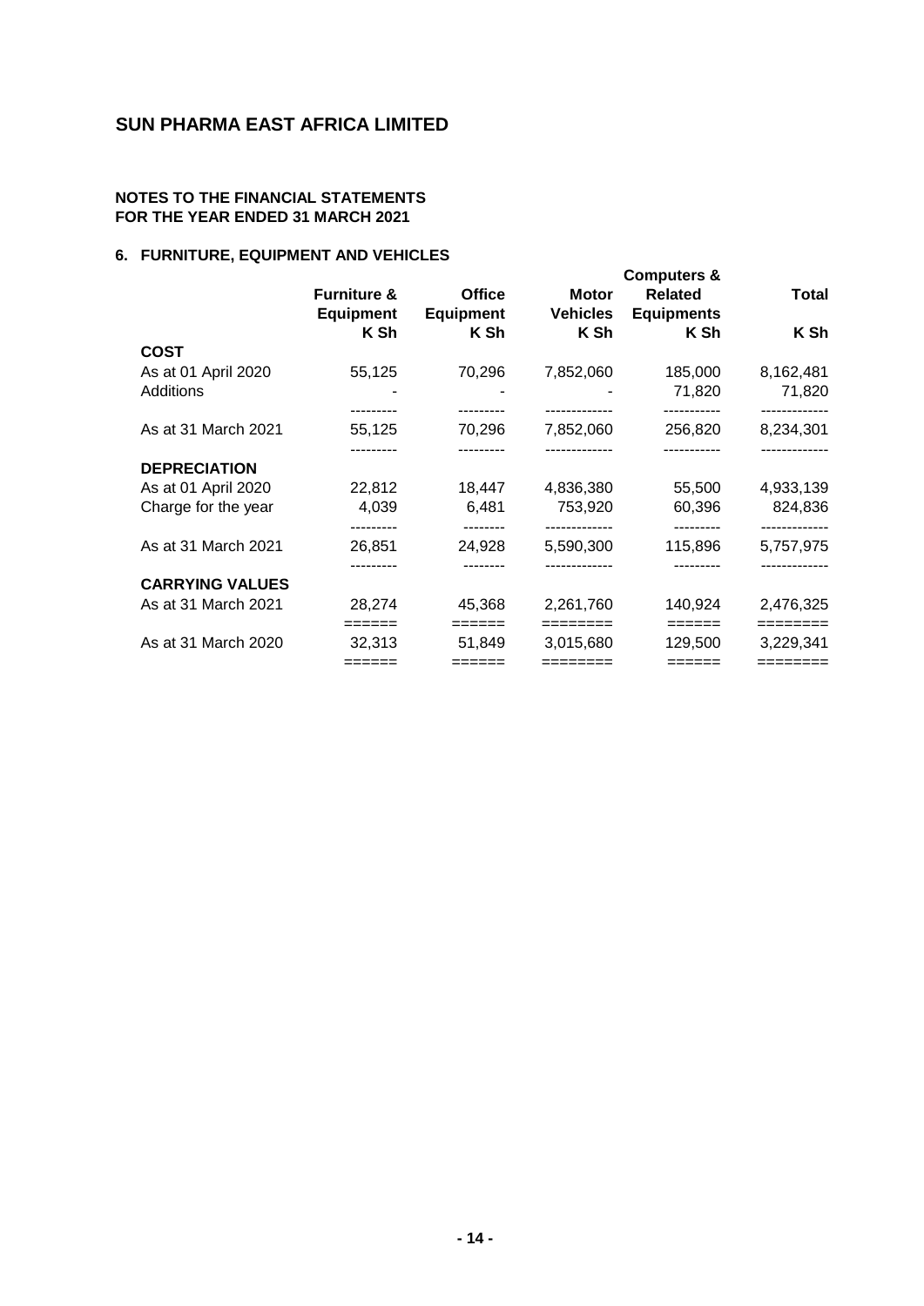## SUN PHARMA EAST AFRICA LIMITED

**NOTES TO THE FINANCIAL STATEMENTS**
**FOR THE YEAR ENDED 31 MARCH 2021**

### 6. FURNITURE, EQUIPMENT AND VEHICLES

| | Furniture & Equipment | Office Equipment | Motor Vehicles | Computers & Related Equipments | Total |
|---|---|---|---|---|---|
| | K Sh | K Sh | K Sh | K Sh | K Sh |
| **COST** | | | | | |
| As at 01 April 2020 | 55,125 | 70,296 | 7,852,060 | 185,000 | 8,162,481 |
| Additions | - | - | - | 71,820 | 71,820 |
| As at 31 March 2021 | 55,125 | 70,296 | 7,852,060 | 256,820 | 8,234,301 |
| **DEPRECIATION** | | | | | |
| As at 01 April 2020 | 22,812 | 18,447 | 4,836,380 | 55,500 | 4,933,139 |
| Charge for the year | 4,039 | 6,481 | 753,920 | 60,396 | 824,836 |
| As at 31 March 2021 | 26,851 | 24,928 | 5,590,300 | 115,896 | 5,757,975 |
| **CARRYING VALUES** | | | | | |
| As at 31 March 2021 | 28,274 | 45,368 | 2,261,760 | 140,924 | 2,476,325 |
| As at 31 March 2020 | 32,313 | 51,849 | 3,015,680 | 129,500 | 3,229,341 |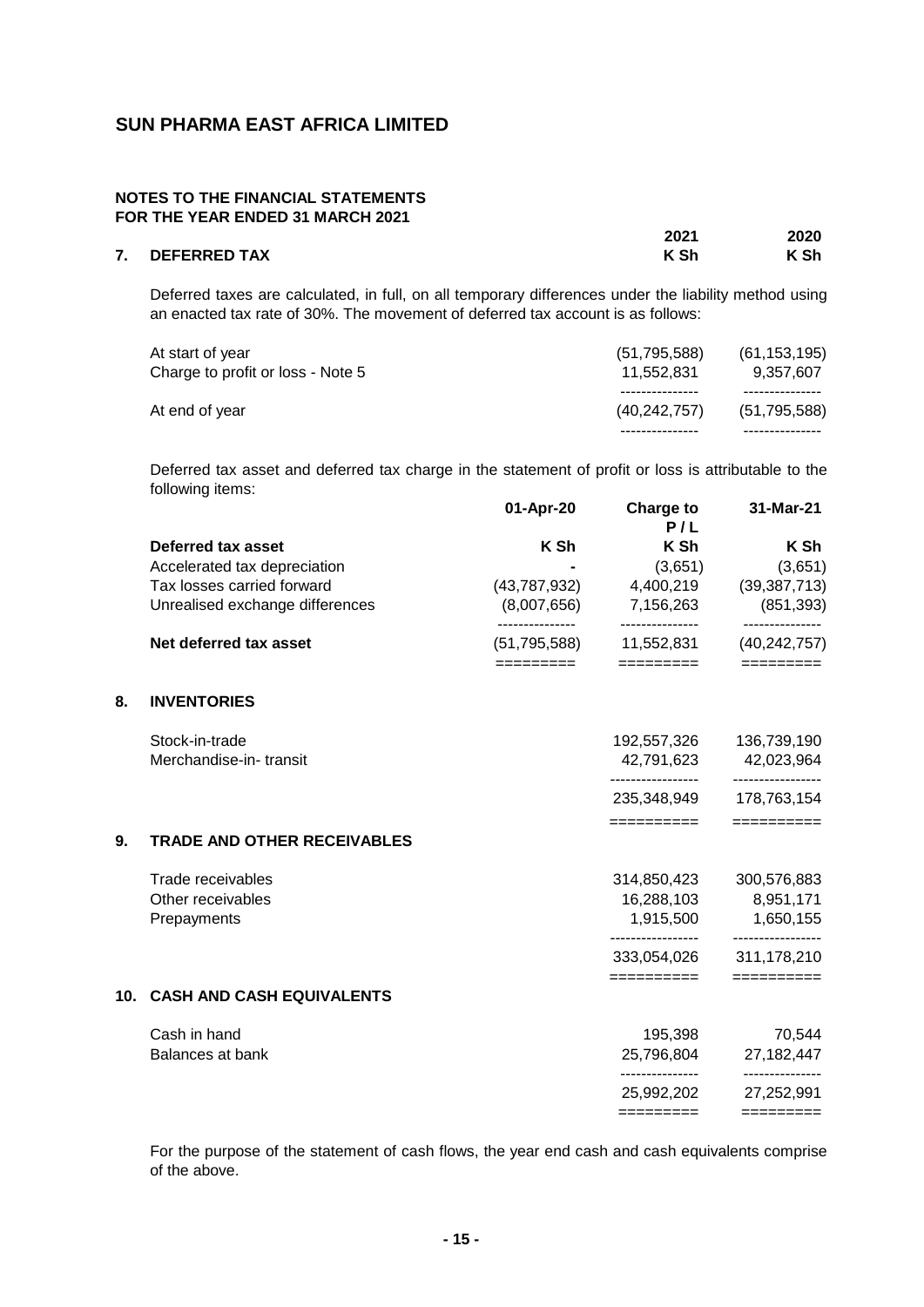## SUN PHARMA EAST AFRICA LIMITED

**NOTES TO THE FINANCIAL STATEMENTS**
**FOR THE YEAR ENDED 31 MARCH 2021**

| | 2021 | 2020 |
|---|---|---|
| **7. DEFERRED TAX** | **K Sh** | **K Sh** |

Deferred taxes are calculated, in full, on all temporary differences under the liability method using an enacted tax rate of 30%. The movement of deferred tax account is as follows:

| | 2021 | 2020 |
|---|---|---|
| At start of year | (51,795,588) | (61,153,195) |
| Charge to profit or loss - Note 5 | 11,552,831 | 9,357,607 |
| At end of year | (40,242,757) | (51,795,588) |

Deferred tax asset and deferred tax charge in the statement of profit or loss is attributable to the following items:

| | 01-Apr-20 | Charge to P / L | 31-Mar-21 |
|---|---|---|---|
| **Deferred tax asset** | **K Sh** | **K Sh** | **K Sh** |
| Accelerated tax depreciation | - | (3,651) | (3,651) |
| Tax losses carried forward | (43,787,932) | 4,400,219 | (39,387,713) |
| Unrealised exchange differences | (8,007,656) | 7,156,263 | (851,393) |
| **Net deferred tax asset** | (51,795,588) | 11,552,831 | (40,242,757) |

## 8. INVENTORIES

| | 2021 | 2020 |
|---|---|---|
| Stock-in-trade | 192,557,326 | 136,739,190 |
| Merchandise-in- transit | 42,791,623 | 42,023,964 |
| | 235,348,949 | 178,763,154 |

## 9. TRADE AND OTHER RECEIVABLES

| | 2021 | 2020 |
|---|---|---|
| Trade receivables | 314,850,423 | 300,576,883 |
| Other receivables | 16,288,103 | 8,951,171 |
| Prepayments | 1,915,500 | 1,650,155 |
| | 333,054,026 | 311,178,210 |

## 10. CASH AND CASH EQUIVALENTS

| | 2021 | 2020 |
|---|---|---|
| Cash in hand | 195,398 | 70,544 |
| Balances at bank | 25,796,804 | 27,182,447 |
| | 25,992,202 | 27,252,991 |

For the purpose of the statement of cash flows, the year end cash and cash equivalents comprise of the above.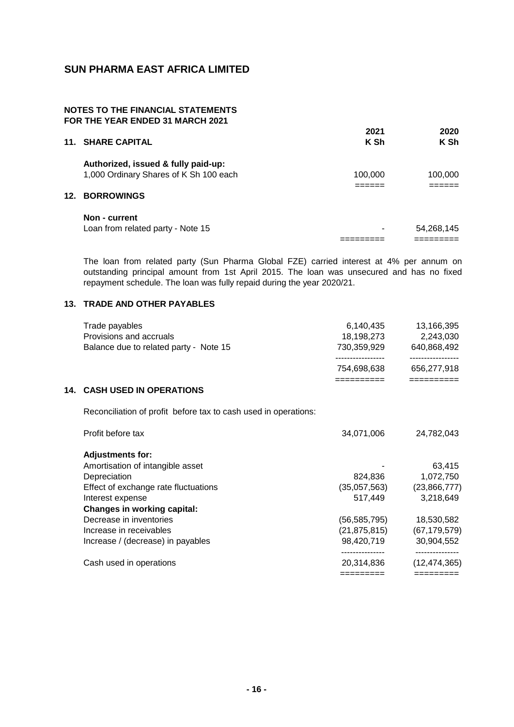# SUN PHARMA EAST AFRICA LIMITED

## NOTES TO THE FINANCIAL STATEMENTS
## FOR THE YEAR ENDED 31 MARCH 2021

### 11. SHARE CAPITAL

| | 2021 K Sh | 2020 K Sh |
|---|---|---|
| **Authorized, issued & fully paid-up:** | | |
| 1,000 Ordinary Shares of K Sh 100 each | 100,000 | 100,000 |

### 12. BORROWINGS

| | 2021 K Sh | 2020 K Sh |
|---|---|---|
| **Non - current** | | |
| Loan from related party - Note 15 | - | 54,268,145 |

The loan from related party (Sun Pharma Global FZE) carried interest at 4% per annum on outstanding principal amount from 1st April 2015. The loan was unsecured and has no fixed repayment schedule. The loan was fully repaid during the year 2020/21.

### 13. TRADE AND OTHER PAYABLES

| | 2021 K Sh | 2020 K Sh |
|---|---|---|
| Trade payables | 6,140,435 | 13,166,395 |
| Provisions and accruals | 18,198,273 | 2,243,030 |
| Balance due to related party - Note 15 | 730,359,929 | 640,868,492 |
| | 754,698,638 | 656,277,918 |

### 14. CASH USED IN OPERATIONS

Reconciliation of profit before tax to cash used in operations:

| | 2021 K Sh | 2020 K Sh |
|---|---|---|
| Profit before tax | 34,071,006 | 24,782,043 |
| **Adjustments for:** | | |
| Amortisation of intangible asset | - | 63,415 |
| Depreciation | 824,836 | 1,072,750 |
| Effect of exchange rate fluctuations | (35,057,563) | (23,866,777) |
| Interest expense | 517,449 | 3,218,649 |
| **Changes in working capital:** | | |
| Decrease in inventories | (56,585,795) | 18,530,582 |
| Increase in receivables | (21,875,815) | (67,179,579) |
| Increase / (decrease) in payables | 98,420,719 | 30,904,552 |
| Cash used in operations | 20,314,836 | (12,474,365) |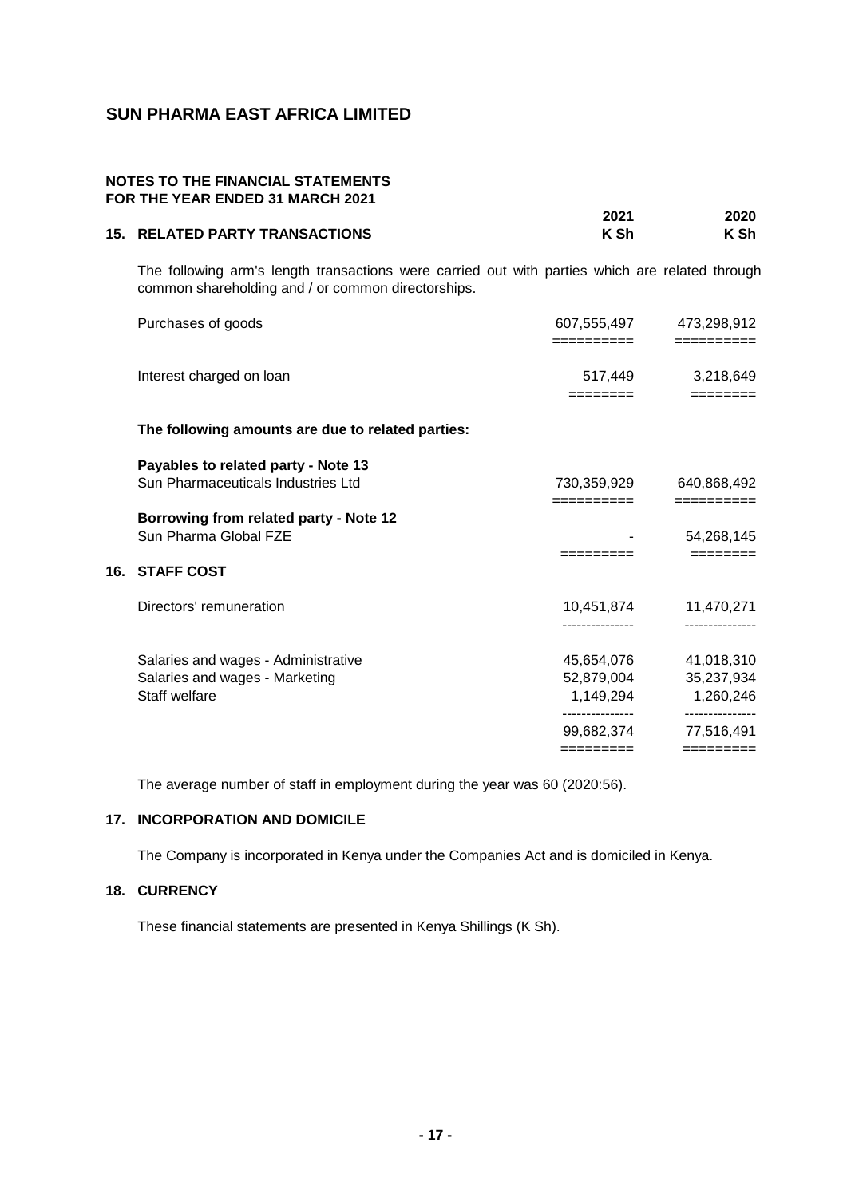# SUN PHARMA EAST AFRICA LIMITED

**NOTES TO THE FINANCIAL STATEMENTS**
**FOR THE YEAR ENDED 31 MARCH 2021**

## 15. RELATED PARTY TRANSACTIONS

The following arm's length transactions were carried out with parties which are related through common shareholding and / or common directorships.

| | 2021 K Sh | 2020 K Sh |
|---|---|---|
| Purchases of goods | 607,555,497 | 473,298,912 |
| Interest charged on loan | 517,449 | 3,218,649 |

**The following amounts are due to related parties:**

| | 2021 K Sh | 2020 K Sh |
|---|---|---|
| **Payables to related party - Note 13** | | |
| Sun Pharmaceuticals Industries Ltd | 730,359,929 | 640,868,492 |
| **Borrowing from related party - Note 12** | | |
| Sun Pharma Global FZE | - | 54,268,145 |

## 16. STAFF COST

| | 2021 K Sh | 2020 K Sh |
|---|---|---|
| Directors' remuneration | 10,451,874 | 11,470,271 |
| Salaries and wages - Administrative | 45,654,076 | 41,018,310 |
| Salaries and wages - Marketing | 52,879,004 | 35,237,934 |
| Staff welfare | 1,149,294 | 1,260,246 |
| | 99,682,374 | 77,516,491 |

The average number of staff in employment during the year was 60 (2020:56).

## 17. INCORPORATION AND DOMICILE

The Company is incorporated in Kenya under the Companies Act and is domiciled in Kenya.

## 18. CURRENCY

These financial statements are presented in Kenya Shillings (K Sh).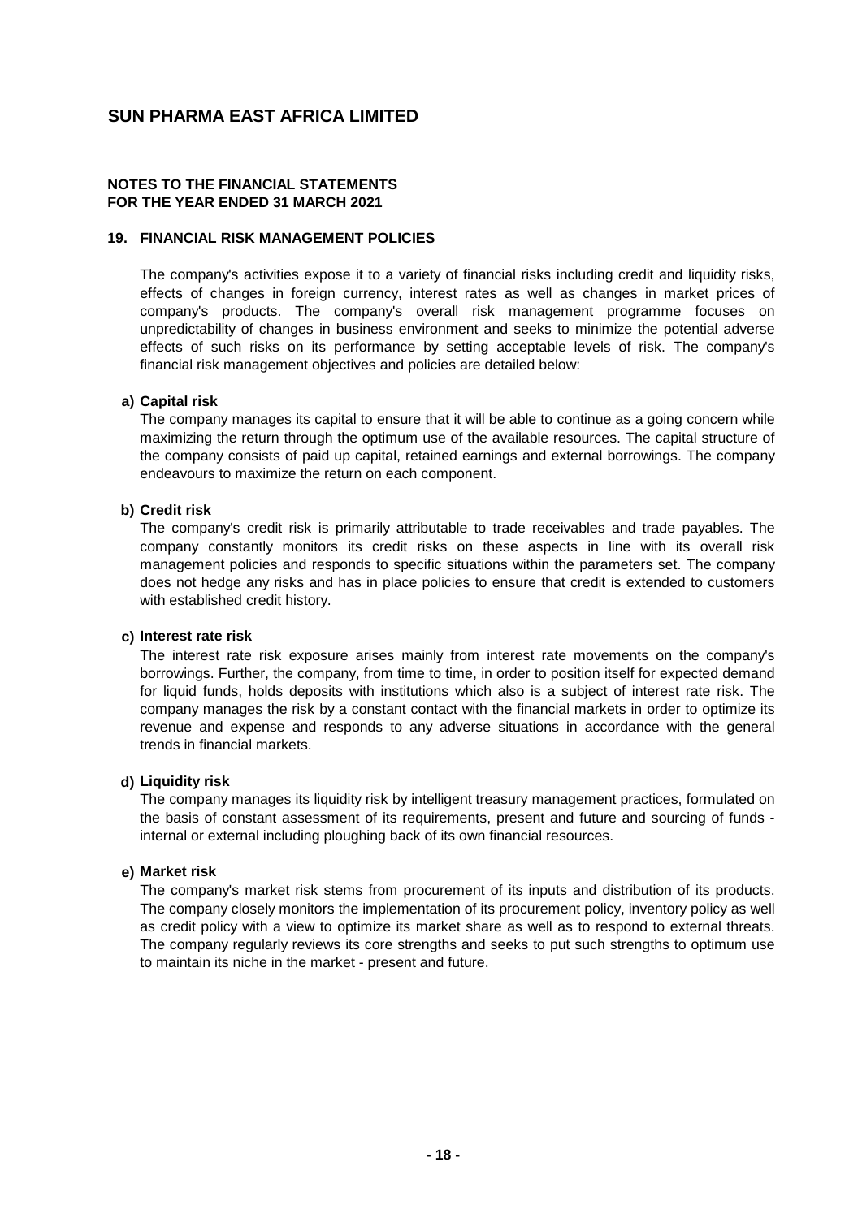# SUN PHARMA EAST AFRICA LIMITED

**NOTES TO THE FINANCIAL STATEMENTS**
**FOR THE YEAR ENDED 31 MARCH 2021**

## 19. FINANCIAL RISK MANAGEMENT POLICIES

The company's activities expose it to a variety of financial risks including credit and liquidity risks, effects of changes in foreign currency, interest rates as well as changes in market prices of company's products. The company's overall risk management programme focuses on unpredictability of changes in business environment and seeks to minimize the potential adverse effects of such risks on its performance by setting acceptable levels of risk. The company's financial risk management objectives and policies are detailed below:

### a) Capital risk

The company manages its capital to ensure that it will be able to continue as a going concern while maximizing the return through the optimum use of the available resources. The capital structure of the company consists of paid up capital, retained earnings and external borrowings. The company endeavours to maximize the return on each component.

### b) Credit risk

The company's credit risk is primarily attributable to trade receivables and trade payables. The company constantly monitors its credit risks on these aspects in line with its overall risk management policies and responds to specific situations within the parameters set. The company does not hedge any risks and has in place policies to ensure that credit is extended to customers with established credit history.

### c) Interest rate risk

The interest rate risk exposure arises mainly from interest rate movements on the company's borrowings. Further, the company, from time to time, in order to position itself for expected demand for liquid funds, holds deposits with institutions which also is a subject of interest rate risk. The company manages the risk by a constant contact with the financial markets in order to optimize its revenue and expense and responds to any adverse situations in accordance with the general trends in financial markets.

### d) Liquidity risk

The company manages its liquidity risk by intelligent treasury management practices, formulated on the basis of constant assessment of its requirements, present and future and sourcing of funds - internal or external including ploughing back of its own financial resources.

### e) Market risk

The company's market risk stems from procurement of its inputs and distribution of its products. The company closely monitors the implementation of its procurement policy, inventory policy as well as credit policy with a view to optimize its market share as well as to respond to external threats. The company regularly reviews its core strengths and seeks to put such strengths to optimum use to maintain its niche in the market - present and future.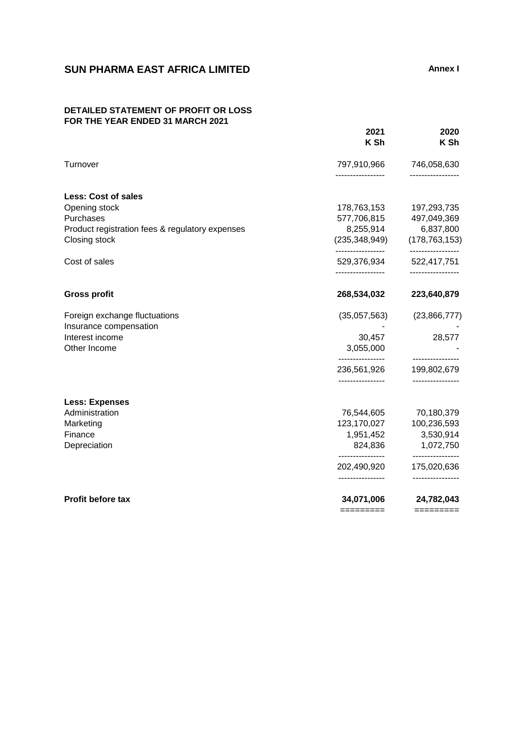# SUN PHARMA EAST AFRICA LIMITED

**Annex I**

## DETAILED STATEMENT OF PROFIT OR LOSS
## FOR THE YEAR ENDED 31 MARCH 2021

| | 2021<br>K Sh | 2020<br>K Sh |
|---|---|---|
| Turnover | 797,910,966 | 746,058,630 |
| **Less: Cost of sales** | | |
| Opening stock | 178,763,153 | 197,293,735 |
| Purchases | 577,706,815 | 497,049,369 |
| Product registration fees & regulatory expenses | 8,255,914 | 6,837,800 |
| Closing stock | (235,348,949) | (178,763,153) |
| Cost of sales | 529,376,934 | 522,417,751 |
| **Gross profit** | **268,534,032** | **223,640,879** |
| Foreign exchange fluctuations | (35,057,563) | (23,866,777) |
| Insurance compensation | - | - |
| Interest income | 30,457 | 28,577 |
| Other Income | 3,055,000 | - |
| | 236,561,926 | 199,802,679 |
| **Less: Expenses** | | |
| Administration | 76,544,605 | 70,180,379 |
| Marketing | 123,170,027 | 100,236,593 |
| Finance | 1,951,452 | 3,530,914 |
| Depreciation | 824,836 | 1,072,750 |
| | 202,490,920 | 175,020,636 |
| **Profit before tax** | **34,071,006** | **24,782,043** |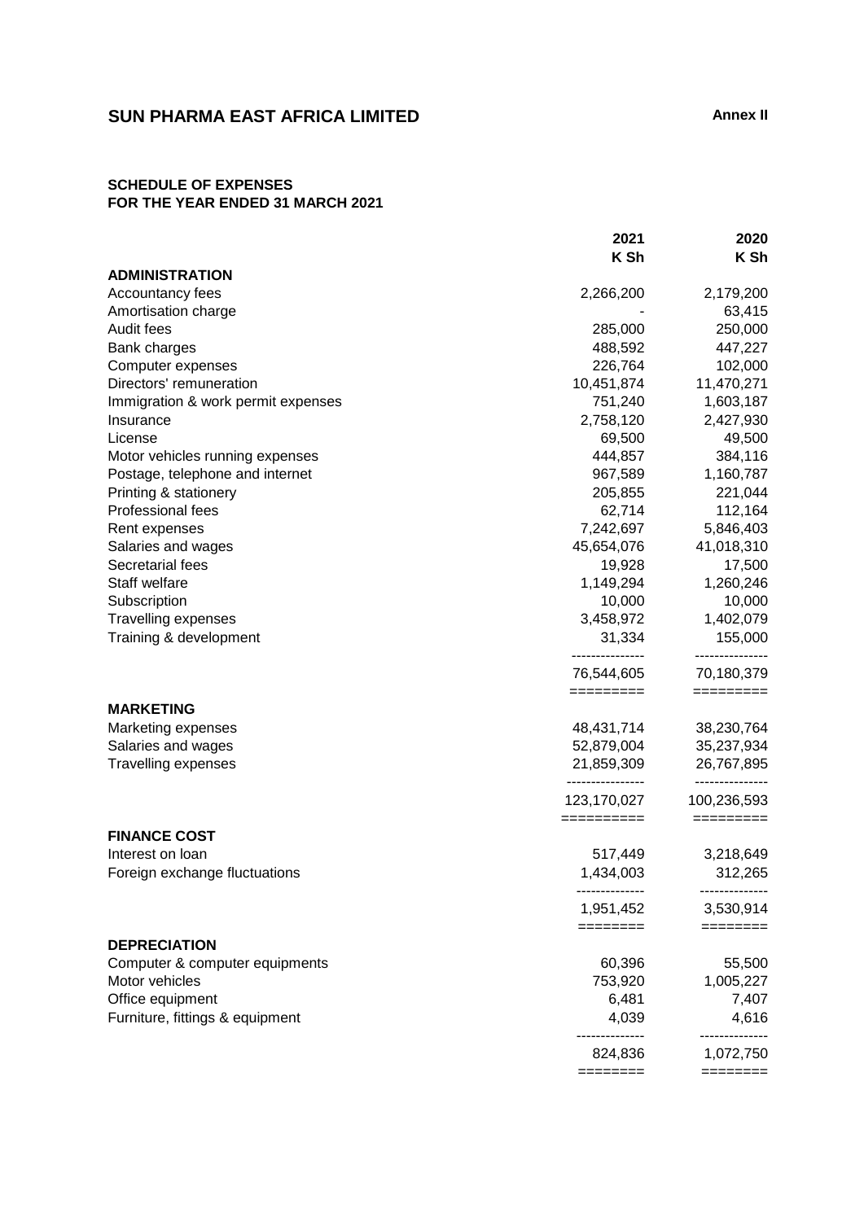# SUN PHARMA EAST AFRICA LIMITED

**Annex II**

**SCHEDULE OF EXPENSES**
**FOR THE YEAR ENDED 31 MARCH 2021**

| | 2021 K Sh | 2020 K Sh |
|---|---|---|
| **ADMINISTRATION** | | |
| Accountancy fees | 2,266,200 | 2,179,200 |
| Amortisation charge | - | 63,415 |
| Audit fees | 285,000 | 250,000 |
| Bank charges | 488,592 | 447,227 |
| Computer expenses | 226,764 | 102,000 |
| Directors' remuneration | 10,451,874 | 11,470,271 |
| Immigration & work permit expenses | 751,240 | 1,603,187 |
| Insurance | 2,758,120 | 2,427,930 |
| License | 69,500 | 49,500 |
| Motor vehicles running expenses | 444,857 | 384,116 |
| Postage, telephone and internet | 967,589 | 1,160,787 |
| Printing & stationery | 205,855 | 221,044 |
| Professional fees | 62,714 | 112,164 |
| Rent expenses | 7,242,697 | 5,846,403 |
| Salaries and wages | 45,654,076 | 41,018,310 |
| Secretarial fees | 19,928 | 17,500 |
| Staff welfare | 1,149,294 | 1,260,246 |
| Subscription | 10,000 | 10,000 |
| Travelling expenses | 3,458,972 | 1,402,079 |
| Training & development | 31,334 | 155,000 |
| | 76,544,605 | 70,180,379 |
| **MARKETING** | | |
| Marketing expenses | 48,431,714 | 38,230,764 |
| Salaries and wages | 52,879,004 | 35,237,934 |
| Travelling expenses | 21,859,309 | 26,767,895 |
| | 123,170,027 | 100,236,593 |
| **FINANCE COST** | | |
| Interest on loan | 517,449 | 3,218,649 |
| Foreign exchange fluctuations | 1,434,003 | 312,265 |
| | 1,951,452 | 3,530,914 |
| **DEPRECIATION** | | |
| Computer & computer equipments | 60,396 | 55,500 |
| Motor vehicles | 753,920 | 1,005,227 |
| Office equipment | 6,481 | 7,407 |
| Furniture, fittings & equipment | 4,039 | 4,616 |
| | 824,836 | 1,072,750 |